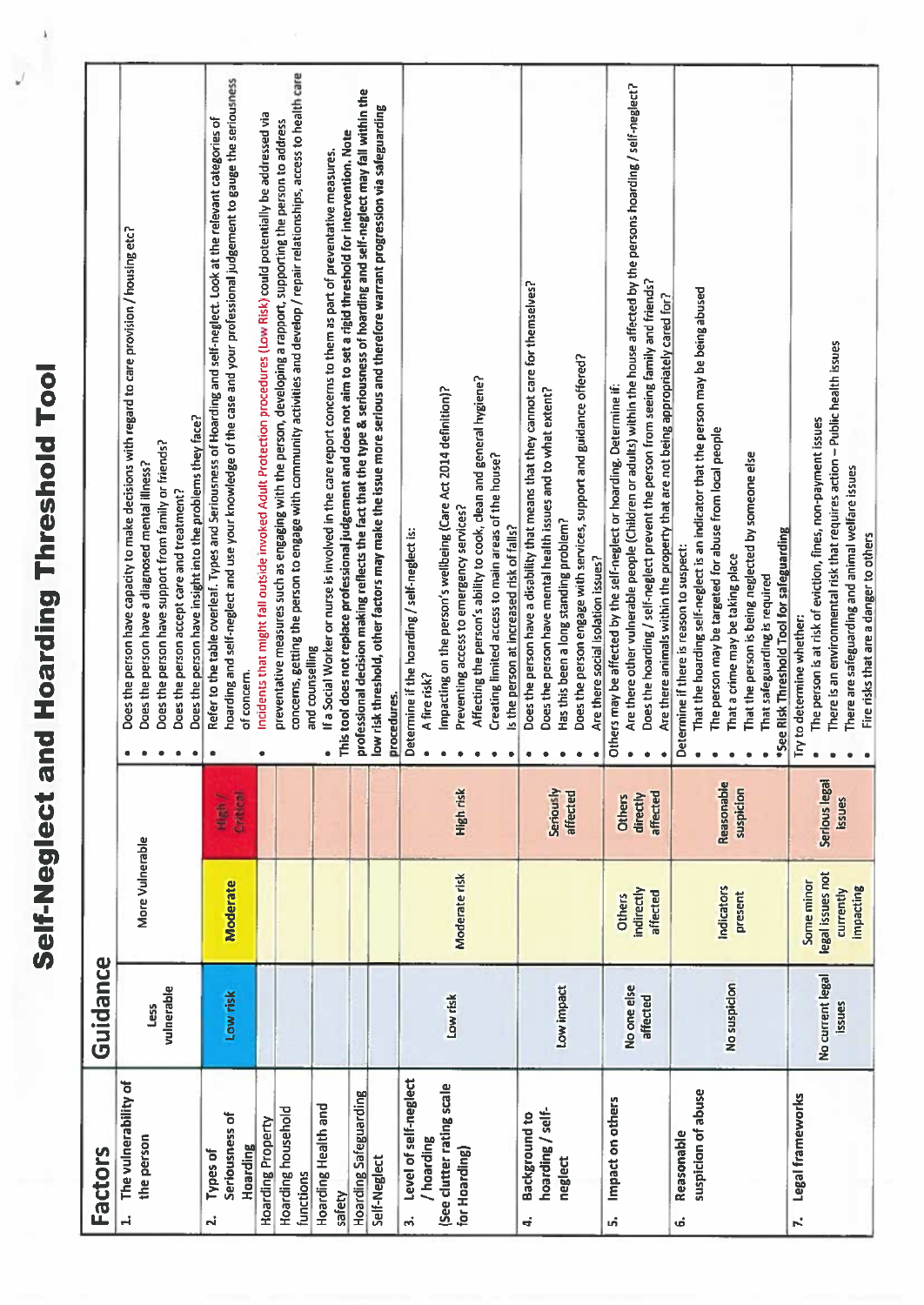# Self-Neglect and Hoarding Threshold Tool

| Factors | Guidance | | | |
|---|---|---|---|---|
| 1. The vulnerability of the person | Less vulnerable | More Vulnerable | | • Does the person have capacity to make decisions with regard to care provision / housing etc? • Does the person have a diagnosed mental illness? • Does the person have support from family or friends? • Does the person accept care and treatment? • Does the person have insight into the problems they face? |
| 2. Types of Seriousness of Hoarding | Low risk | Moderate | High / Critical | • Refer to the table overleaf. Types and Seriousness of Hoarding and self-neglect. Look at the relevant categories of hoarding and self-neglect and use your knowledge of the case and your professional judgement to gauge the seriousness of concern. • Incidents that might fall outside invoked Adult Protection procedures (Low Risk) could potentially be addressed via preventative measures such as engaging with the person, developing a rapport, supporting the person to address concerns, getting the person to engage with community activities and develop / repair relationships, access to health care and counselling • If a Social Worker or nurse is involved in the care report concerns to them as part of preventative measures. This tool does not replace professional judgement and does not aim to set a rigid threshold for intervention. Note professional decision making reflects the fact that the type & seriousness of hoarding and self-neglect may fall within the low risk threshold, other factors may make the issue more serious and therefore warrant progression via safeguarding procedures. |
| Hoarding Property | | | | |
| Hoarding household functions | | | | |
| Hoarding Health and safety | | | | |
| Hoarding Safeguarding | | | | |
| Self-Neglect | | | | |
| 3. Level of self-neglect / hoarding (See clutter rating scale for Hoarding) | Low risk | Moderate risk | High risk | Determine if the hoarding / self-neglect is: • A fire risk? • Impacting on the person's wellbeing (Care Act 2014 definition)? • Preventing access to emergency services? • Affecting the person's ability to cook, clean and general hygiene? • Creating limited access to main areas of the house? • Is the person at increased risk of falls? |
| 4. Background to hoarding / self-neglect | Low impact | | Seriously affected | • Does the person have a disability that means that they cannot care for themselves? • Does the person have mental health issues and to what extent? • Has this been a long standing problem? • Does the person engage with services, support and guidance offered? • Are there social isolation issues? |
| 5. Impact on others | No one else affected | Others indirectly affected | Others directly affected | Others may be affected by the self-neglect or hoarding. Determine if: • Are there other vulnerable people (Children or adults) within the house affected by the persons hoarding / self-neglect? • Does the hoarding / self-neglect prevent the person from seeing family and friends? • Are there animals within the property that are not being appropriately cared for? |
| 6. Reasonable suspicion of abuse | No suspicion | Indicators present | Reasonable suspicion | Determine if there is reason to suspect: • That the hoarding self-neglect is an indicator that the person may be being abused • The person may be targeted for abuse from local people • That a crime may be taking place • That the person is being neglected by someone else • That safeguarding is required •See Risk Threshold Tool for safeguarding |
| 7. Legal frameworks | No current legal issues | Some minor legal issues not currently impacting | Serious legal issues | Try to determine whether: • The person is at risk of eviction, fines, non-payment issues • There is an environmental risk that requires action – Public health issues • There are safeguarding and animal welfare issues • Fire risks that are a danger to others |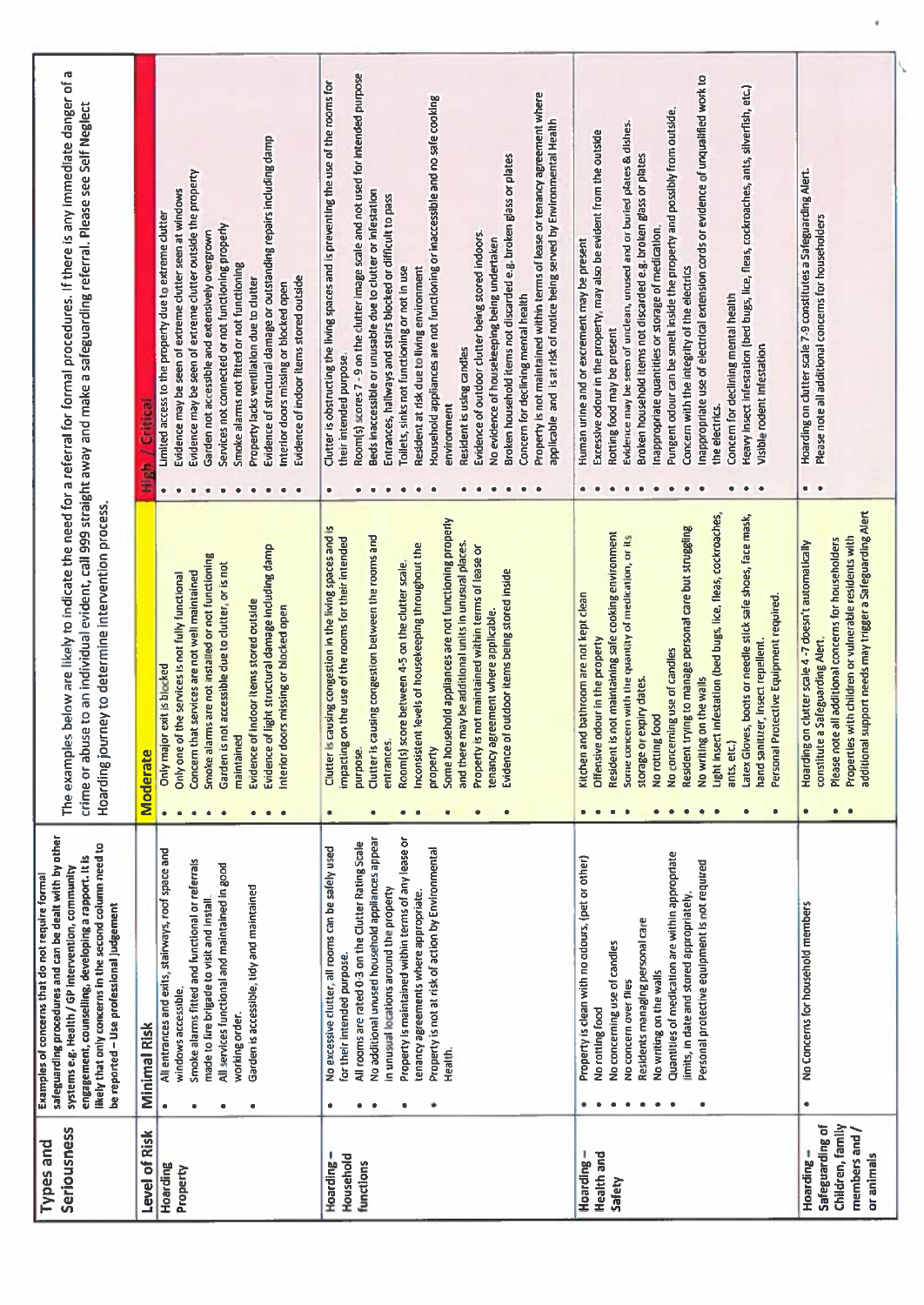| Types and Seriousness | Examples of concerns that do not require formal safeguarding procedures and can be dealt with by other systems e.g. Health / GP intervention, community engagement, counselling, developing a rapport. It is likely that only concerns in the second column need to be reported – Use professional judgement | The examples below are likely to indicate the need for a referral for formal procedures. If there is any immediate danger of a crime or abuse to an individual evident, call 999 straight away and make a safeguarding referral. Please see Self Neglect Hoarding journey to determine intervention process. | |
|---|---|---|---|
| **Level of Risk** | **Minimal Risk** | **Moderate** | **High / Critical** |
| Hoarding Property | • All entrances and exits, stairways, roof space and windows accessible.<br>• Smoke alarms fitted and functional or referrals made to fire brigade to visit and install.<br>• All services functional and maintained in good working order.<br>• Garden is accessible, tidy and maintained | • Only major exit is blocked<br>• Only one of the services is not fully functional<br>• Concern that services are not well maintained<br>• Smoke alarms are not installed or not functioning<br>• Garden is not accessible due to clutter, or is not maintained<br>• Evidence of indoor items stored outside<br>• Evidence of light structural damage including damp<br>• Interior doors missing or blocked open | • Limited access to the property due to extreme clutter<br>• Evidence may be seen of extreme clutter seen at windows<br>• Evidence may be seen of extreme clutter outside the property<br>• Garden not accessible and extensively overgrown<br>• Services not connected or not functioning properly<br>• Smoke alarms not fitted or not functioning<br>• Property lacks ventilation due to clutter<br>• Evidence of structural damage or outstanding repairs including damp<br>• Interior doors missing or blocked open<br>• Evidence of indoor items stored outside |
| Hoarding – Household functions | • No excessive clutter, all rooms can be safely used for their intended purpose.<br>• All rooms are rated 0-3 on the Clutter Rating Scale<br>• No additional unused household appliances appear in unusual locations around the property<br>• Property is maintained within terms of any lease or tenancy agreements where appropriate.<br>• Property is not at risk of action by Environmental Health. | • Clutter is causing congestion in the living spaces and is impacting on the use of the rooms for their intended purpose.<br>• Clutter is causing congestion between the rooms and entrances.<br>• Room(s) score between 4-5 on the clutter scale.<br>• Inconsistent levels of housekeeping throughout the property<br>• Some household appliances are not functioning properly and there may be additional units in unusual places.<br>• Property is not maintained within terms of lease or tenancy agreement where applicable.<br>• Evidence of outdoor items being stored inside | • Clutter is obstructing the living spaces and is preventing the use of the rooms for their intended purpose.<br>• Room(s) scores 7 - 9 on the clutter image scale and not used for intended purpose<br>• Beds inaccessible or unusable due to clutter or infestation<br>• Entrances, hallways and stairs blocked or difficult to pass<br>• Toilets, sinks not functioning or not in use<br>• Resident at risk due to living environment<br>• Household appliances are not functioning or inaccessible and no safe cooking environment<br>• Resident is using candles<br>• Evidence of outdoor clutter being stored indoors.<br>• No evidence of housekeeping being undertaken<br>• Broken household items not discarded e.g. broken glass or plates<br>• Concern for declining mental health<br>• Property is not maintained within terms of lease or tenancy agreement where applicable and is at risk of notice being served by Environmental Health |
| Hoarding – Health and Safety | • Property is clean with no odours, (pet or other)<br>• No rotting food<br>• No concerning use of candles<br>• No concern over flies<br>• Residents managing personal care<br>• No writing on the walls<br>• Quantities of medication are within appropriate limits, in date and stored appropriately.<br>• Personal protective equipment is not required | • Kitchen and bathroom are not kept clean<br>• Offensive odour in the property<br>• Resident is not maintaining safe cooking environment<br>• Some concern with the quantity of medication, or its storage or expiry dates.<br>• No rotting food<br>• No concerning use of candles<br>• Resident trying to manage personal care but struggling<br>• No writing on the walls<br>• Light insect infestation (bed bugs, lice, fleas, cockroaches, ants, etc.)<br>• Latex Gloves, boots or needle stick safe shoes, face mask, hand sanitizer, insect repellent.<br>• Personal Protective Equipment required. | • Human urine and or excrement may be present<br>• Excessive odour in the property, may also be evident from the outside<br>• Rotting food may be present<br>• Evidence may be seen of unclean, unused and or buried plates & dishes.<br>• Broken household items not discarded e.g. broken glass or plates<br>• Inappropriate quantities or storage of medication.<br>• Pungent odour can be smelt inside the property and possibly from outside.<br>• Concern with the integrity of the electrics<br>• Inappropriate use of electrical extension cords or evidence of unqualified work to the electrics.<br>• Concern for declining mental health<br>• Heavy insect infestation (bed bugs, lice, fleas, cockroaches, ants, silverfish, etc.)<br>• Visible rodent infestation |
| Hoarding – Safeguarding of Children, family members and / or animals | • No Concerns for household members | • Hoarding on clutter scale 4 -7 doesn't automatically constitute a Safeguarding Alert.<br>• Please note all additional concerns for householders<br>• Properties with children or vulnerable residents with additional support needs may trigger a Safeguarding Alert | • Hoarding on clutter scale 7-9 constitutes a Safeguarding Alert.<br>• Please note all additional concerns for householders |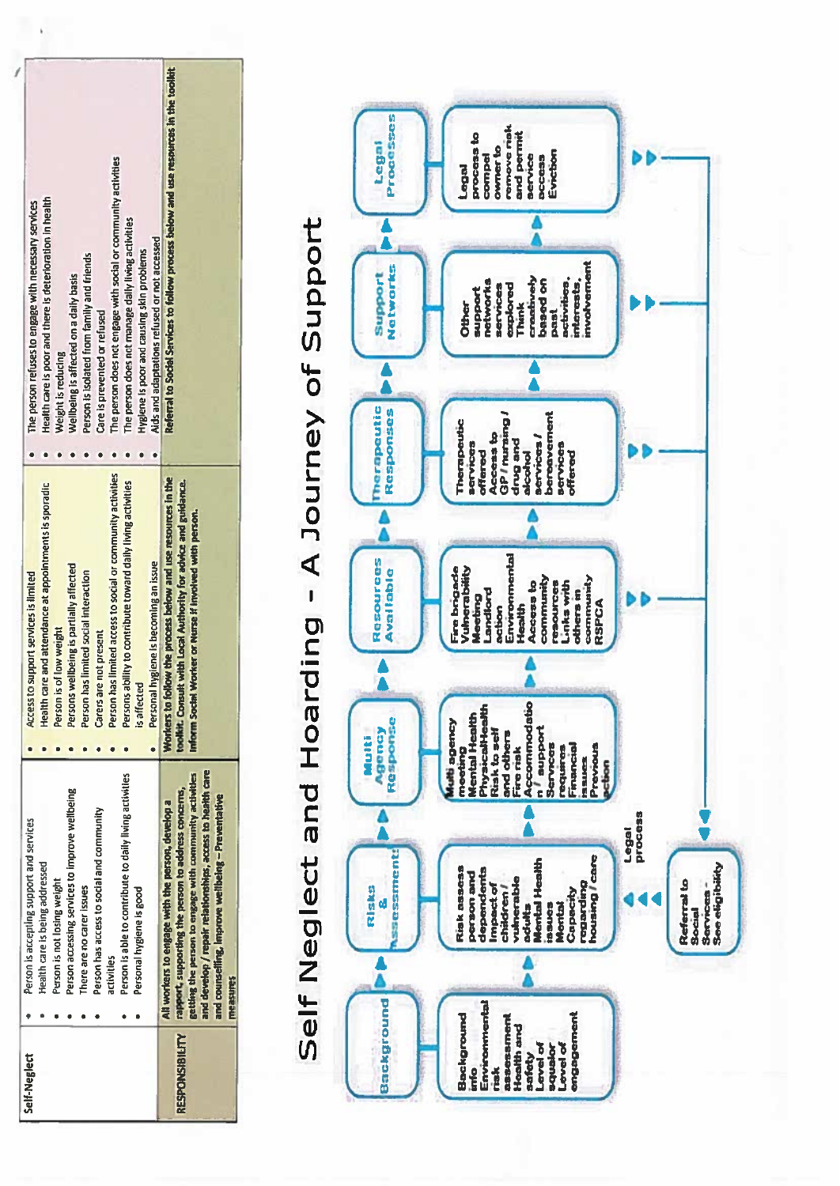| Self-Neglect | | | |
|---|---|---|---|
| | • Person is accepting support and services<br>• Health care is being addressed<br>• Person is not losing weight<br>• Person accessing services to improve wellbeing<br>• There are no carer issues<br>• Person has access to social and community activities<br>• Person is able to contribute to daily living activities<br>• Personal hygiene is good | • Access to support services is limited<br>• Health care and attendance at appointments is sporadic<br>• Person is of low weight<br>• Persons wellbeing is partially affected<br>• Person has limited social interaction<br>• Carers are not present<br>• Person has limited access to social or community activities<br>• Persons ability to contribute toward daily living activities is affected<br>• Personal hygiene is becoming an issue | • The person refuses to engage with necessary services<br>• Health care is poor and there is deterioration in health<br>• Weight is reducing<br>• Wellbeing is affected on a daily basis<br>• Person is isolated from family and friends<br>• Care is prevented or refused<br>• The person does not engage with social or community activities<br>• The person does not manage daily living activities<br>• Hygiene is poor and causing skin problems<br>• Aids and adaptations refused or not accessed |
| RESPONSIBILITY | All workers to engage with the person, develop a rapport, supporting the person to address concerns, getting the person to engage with community activities and develop / repair relationships, access to health care and counselling, improve wellbeing – Preventative measures | Workers to follow the process below and use resources in the toolkit. Consult with Local Authority for advice and guidance. Inform Social Worker or Nurse if involved with person. | Referral to Social Services to follow process below and use resources in the toolkit |

# Self Neglect and Hoarding - A Journey of Support

**Background** → **Risks & Assessment** → **Multi Agency Response** → **Resources Available** → **Therapeutic Responses** → **Support Networks** → **Legal Processes**

- **Background**: Background info, Environmental risk assessment, Health and safety, Level of squalor, Level of engagement
- **Risks & Assessment**: Risk assess person and dependents, Impact of children / vulnerable adults, Mental Health issues, Mental Capacity regarding housing / care
- **Multi Agency Response**: Multi agency meeting, Mental Health, PhysicalHealth, Risk to self and others, Fire risk, Accommodation / support, Services required, Financial issues, Previous action
- **Resources Available**: Fire brigade, Vulnerability Meeting, Landlord action, Environmental Health, Access to community resources, Links with others in community, RSPCA
- **Therapeutic Responses**: Therapeutic services offered, Access to GP / nursing / drug and alcohol services / bereavement services offered
- **Support Networks**: Other support networks services explored, Think creatively based on past activities, interests, involvement
- **Legal Processes**: Legal process to compel owner to remove risk and permit service access, Eviction

Referral to Social Services - See eligibility → Legal process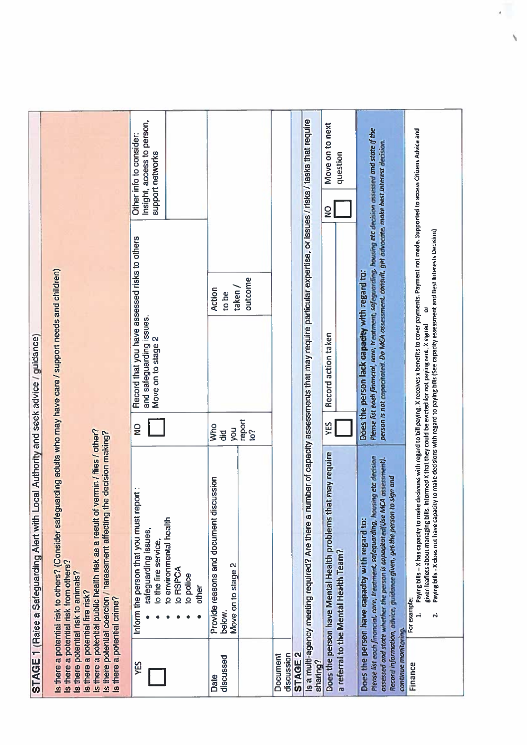## STAGE 1 (Raise a Safeguarding Alert with Local Authority and seek advice / guidance)

Is there a potential risk to others? (Consider safeguarding adults who may have care / support needs and children)
Is there a potential risk from others?
Is there a potential risk to animals?
Is there a potential fire risk?
Is there a potential public health risk as a result of vermin / flies / other?
Is there potential coercion / harassment affecting the decision making?
Is there a potential crime?

| YES | Inform the person that you must report :<br>• safeguarding issues,<br>• to the fire service,<br>• to environmental health<br>• to RSPCA<br>• to police<br>• other | NO | Record that you have assessed risks to others and safeguarding issues.<br>Move on to stage 2 | | Other info to consider:<br>Insight, access to person, support networks |
|---|---|---|---|---|---|
| ☐ | | ☐ | | | |
| Date discussed | Provide reasons and document discussion below.<br>Move on to stage 2 | Who did you report to? | | Action to be taken / outcome | |
| | | | | | |
| Document discussion | | | | | |

## STAGE 2

Is a multi-agency meeting required? Are there a number of capacity assessments that may require particular expertise, or issues / risks / tasks that require sharing?

| Does the person have Mental Health problems that may require a referral to the Mental Health Team? | YES ☐ | Record action taken | NO ☐ | Move on to next question |
|---|---|---|---|---|

| **Does the person have capacity with regard to:**<br>*Please list each financial, care, treatment, safeguarding, housing etc decision assessed and state whether the person is capacitated(Use MCA assessment). Record information, advice, guidance given, get the person to sign and continue monitoring.* | **Does the person lack capacity with regard to:**<br>*Please list each financial, care, treatment, safeguarding, housing etc decision assessed and state if the person is not capacitated. Do MCA assessment, consult, get advocate, make best interest decision.* |
|---|---|
| Finance | For example:<br>1. Paying bills – X has capacity to make decisions with regard to bill paying. X receives x benefits to cover payments. Payment not made. Supported to access Citizens Advice and given leaflets about managing bills. Informed X that they could be evicted for not paying rent. X signed or<br>2. Paying bills - X does not have capacity to make decisions with regard to paying bills (See capacity assessment and Best Interests Decision) |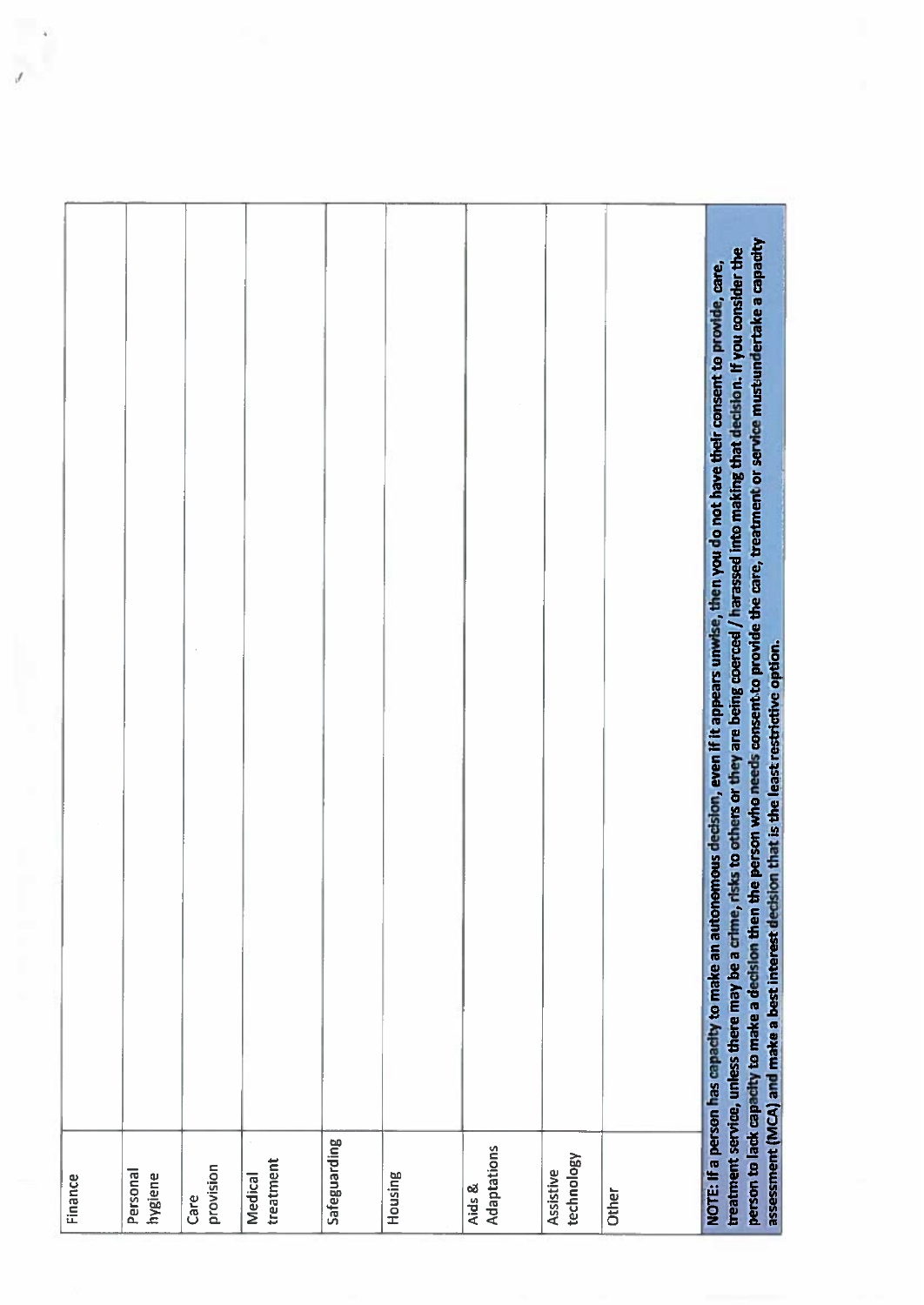| | |
|---|---|
| Finance | |
| Personal hygiene | |
| Care provision | |
| Medical treatment | |
| Safeguarding | |
| Housing | |
| Aids & Adaptations | |
| Assistive technology | |
| Other | |

**NOTE: If a person has capacity to make an autonomous decision, even if it appears unwise, then you do not have their consent to provide, care, treatment service, unless there may be a crime, risks to others or they are being coerced / harassed into making that decision. If you consider the person to lack capacity to make a decision then the person who needs consent to provide the care, treatment or service must undertake a capacity assessment (MCA) and make a best interest decision that is the least restrictive option.**